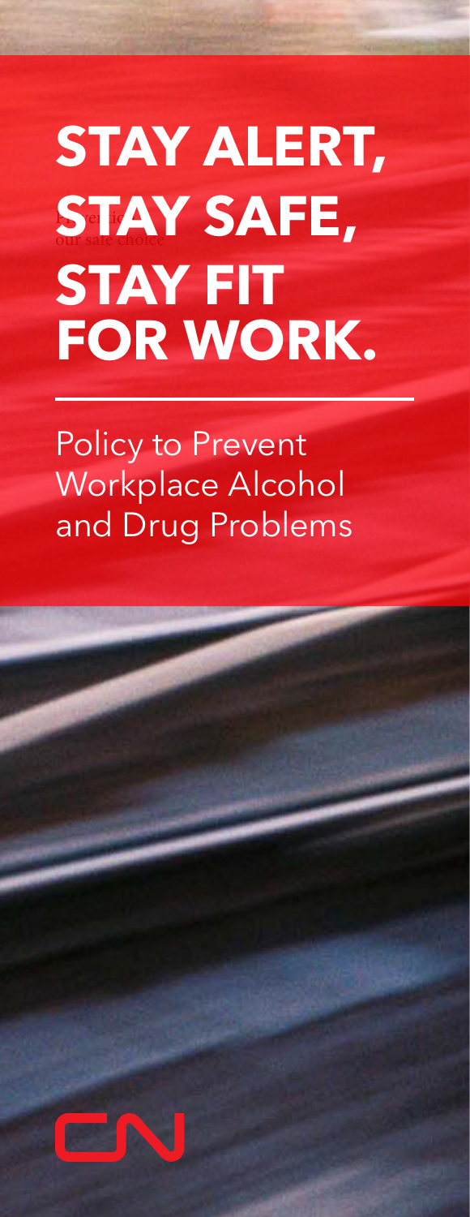# STAY ALERT, STAY SAFE, STAY FIT FOR WORK.

Policy to Prevent Workplace Alcohol and Drug Problems

CN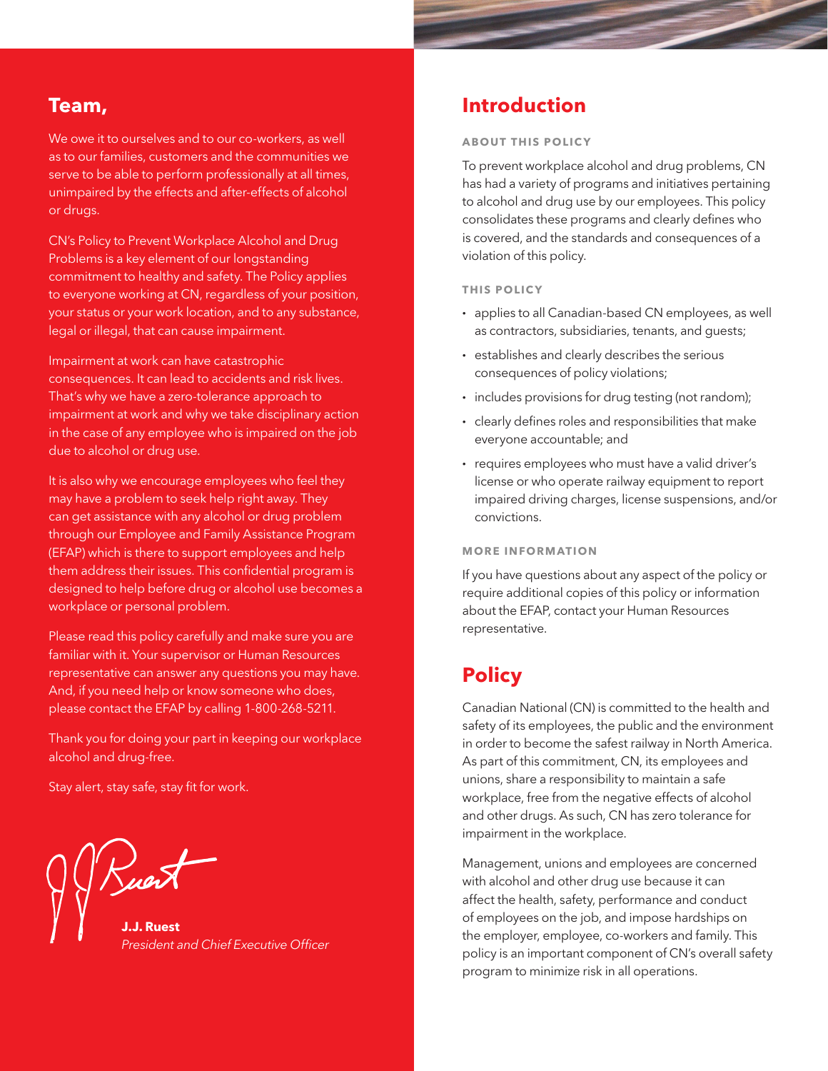## Team,

We owe it to ourselves and to our co-workers, as well as to our families, customers and the communities we serve to be able to perform professionally at all times, unimpaired by the effects and after-effects of alcohol or drugs.

CN's Policy to Prevent Workplace Alcohol and Drug Problems is a key element of our longstanding commitment to healthy and safety. The Policy applies to everyone working at CN, regardless of your position, your status or your work location, and to any substance, legal or illegal, that can cause impairment.

Impairment at work can have catastrophic consequences. It can lead to accidents and risk lives. That's why we have a zero-tolerance approach to impairment at work and why we take disciplinary action in the case of any employee who is impaired on the job due to alcohol or drug use.

It is also why we encourage employees who feel they may have a problem to seek help right away. They can get assistance with any alcohol or drug problem through our Employee and Family Assistance Program (EFAP) which is there to support employees and help them address their issues. This confidential program is designed to help before drug or alcohol use becomes a workplace or personal problem.

Please read this policy carefully and make sure you are familiar with it. Your supervisor or Human Resources representative can answer any questions you may have. And, if you need help or know someone who does, please contact the EFAP by calling 1-800-268-5211.

Thank you for doing your part in keeping our workplace alcohol and drug-free.

Stay alert, stay safe, stay fit for work.

**J.J. Ruest**
*President and Chief Executive Officer*

## Introduction

### ABOUT THIS POLICY

To prevent workplace alcohol and drug problems, CN has had a variety of programs and initiatives pertaining to alcohol and drug use by our employees. This policy consolidates these programs and clearly defines who is covered, and the standards and consequences of a violation of this policy.

### THIS POLICY

- applies to all Canadian-based CN employees, as well as contractors, subsidiaries, tenants, and guests;
- establishes and clearly describes the serious consequences of policy violations;
- includes provisions for drug testing (not random);
- clearly defines roles and responsibilities that make everyone accountable; and
- requires employees who must have a valid driver's license or who operate railway equipment to report impaired driving charges, license suspensions, and/or convictions.

### MORE INFORMATION

If you have questions about any aspect of the policy or require additional copies of this policy or information about the EFAP, contact your Human Resources representative.

## Policy

Canadian National (CN) is committed to the health and safety of its employees, the public and the environment in order to become the safest railway in North America. As part of this commitment, CN, its employees and unions, share a responsibility to maintain a safe workplace, free from the negative effects of alcohol and other drugs. As such, CN has zero tolerance for impairment in the workplace.

Management, unions and employees are concerned with alcohol and other drug use because it can affect the health, safety, performance and conduct of employees on the job, and impose hardships on the employer, employee, co-workers and family. This policy is an important component of CN's overall safety program to minimize risk in all operations.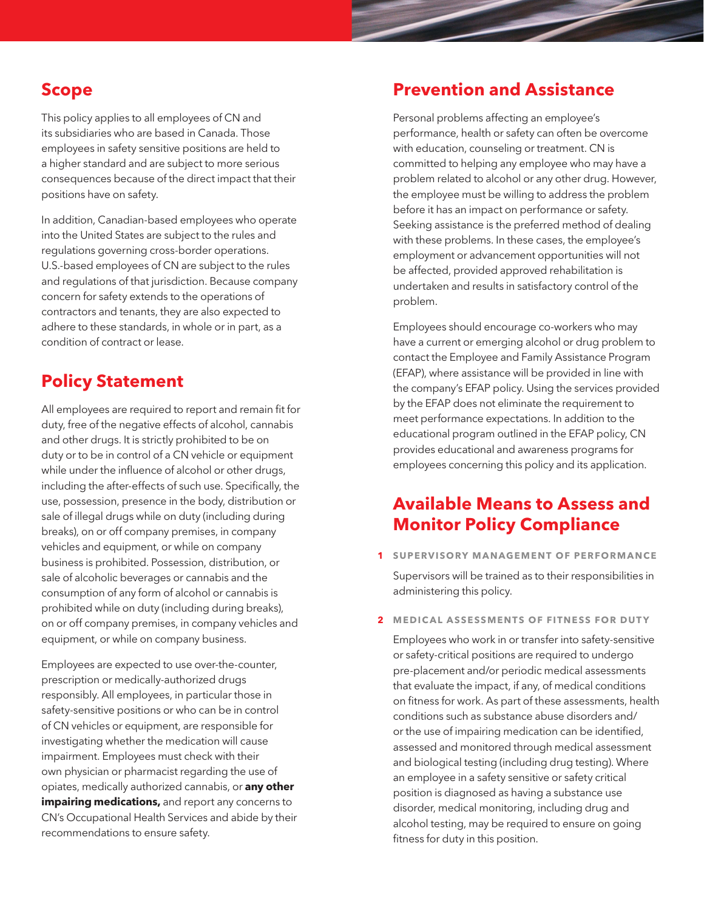## Scope

This policy applies to all employees of CN and its subsidiaries who are based in Canada. Those employees in safety sensitive positions are held to a higher standard and are subject to more serious consequences because of the direct impact that their positions have on safety.

In addition, Canadian-based employees who operate into the United States are subject to the rules and regulations governing cross-border operations. U.S.-based employees of CN are subject to the rules and regulations of that jurisdiction. Because company concern for safety extends to the operations of contractors and tenants, they are also expected to adhere to these standards, in whole or in part, as a condition of contract or lease.

## Policy Statement

All employees are required to report and remain fit for duty, free of the negative effects of alcohol, cannabis and other drugs. It is strictly prohibited to be on duty or to be in control of a CN vehicle or equipment while under the influence of alcohol or other drugs, including the after-effects of such use. Specifically, the use, possession, presence in the body, distribution or sale of illegal drugs while on duty (including during breaks), on or off company premises, in company vehicles and equipment, or while on company business is prohibited. Possession, distribution, or sale of alcoholic beverages or cannabis and the consumption of any form of alcohol or cannabis is prohibited while on duty (including during breaks), on or off company premises, in company vehicles and equipment, or while on company business.

Employees are expected to use over-the-counter, prescription or medically-authorized drugs responsibly. All employees, in particular those in safety-sensitive positions or who can be in control of CN vehicles or equipment, are responsible for investigating whether the medication will cause impairment. Employees must check with their own physician or pharmacist regarding the use of opiates, medically authorized cannabis, or **any other impairing medications,** and report any concerns to CN's Occupational Health Services and abide by their recommendations to ensure safety.

## Prevention and Assistance

Personal problems affecting an employee's performance, health or safety can often be overcome with education, counseling or treatment. CN is committed to helping any employee who may have a problem related to alcohol or any other drug. However, the employee must be willing to address the problem before it has an impact on performance or safety. Seeking assistance is the preferred method of dealing with these problems. In these cases, the employee's employment or advancement opportunities will not be affected, provided approved rehabilitation is undertaken and results in satisfactory control of the problem.

Employees should encourage co-workers who may have a current or emerging alcohol or drug problem to contact the Employee and Family Assistance Program (EFAP), where assistance will be provided in line with the company's EFAP policy. Using the services provided by the EFAP does not eliminate the requirement to meet performance expectations. In addition to the educational program outlined in the EFAP policy, CN provides educational and awareness programs for employees concerning this policy and its application.

## Available Means to Assess and Monitor Policy Compliance

### 1 SUPERVISORY MANAGEMENT OF PERFORMANCE

Supervisors will be trained as to their responsibilities in administering this policy.

### 2 MEDICAL ASSESSMENTS OF FITNESS FOR DUTY

Employees who work in or transfer into safety-sensitive or safety-critical positions are required to undergo pre-placement and/or periodic medical assessments that evaluate the impact, if any, of medical conditions on fitness for work. As part of these assessments, health conditions such as substance abuse disorders and/or the use of impairing medication can be identified, assessed and monitored through medical assessment and biological testing (including drug testing). Where an employee in a safety sensitive or safety critical position is diagnosed as having a substance use disorder, medical monitoring, including drug and alcohol testing, may be required to ensure on going fitness for duty in this position.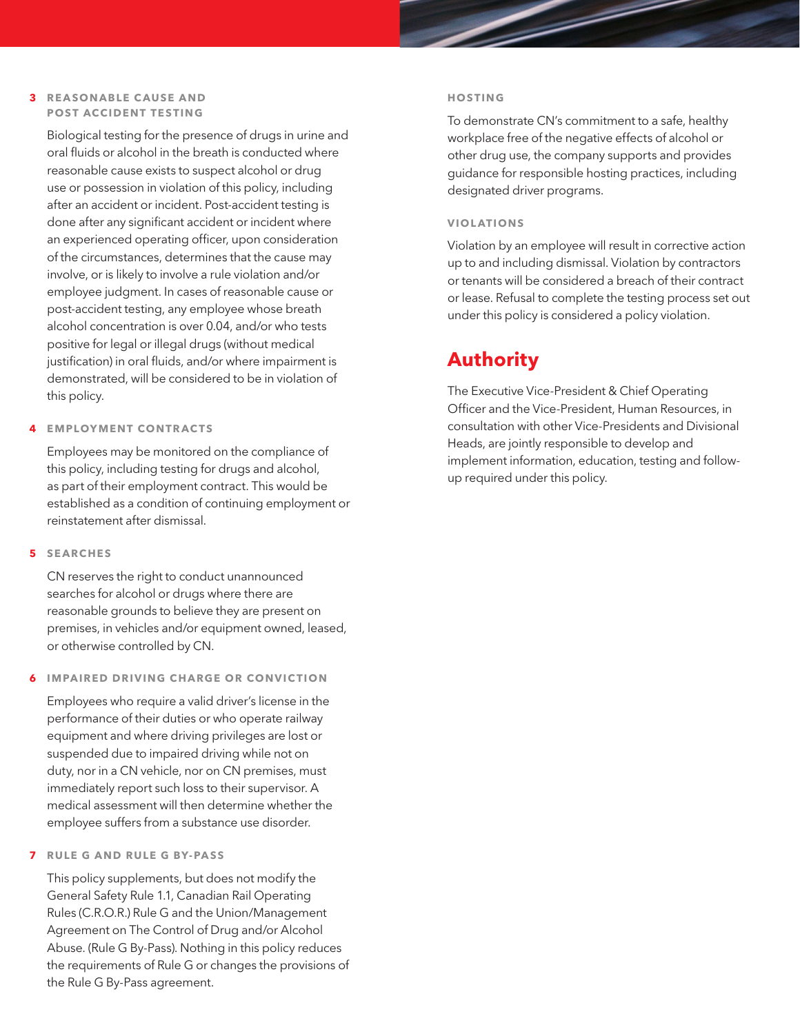### 3 REASONABLE CAUSE AND POST ACCIDENT TESTING

Biological testing for the presence of drugs in urine and oral fluids or alcohol in the breath is conducted where reasonable cause exists to suspect alcohol or drug use or possession in violation of this policy, including after an accident or incident. Post-accident testing is done after any significant accident or incident where an experienced operating officer, upon consideration of the circumstances, determines that the cause may involve, or is likely to involve a rule violation and/or employee judgment. In cases of reasonable cause or post-accident testing, any employee whose breath alcohol concentration is over 0.04, and/or who tests positive for legal or illegal drugs (without medical justification) in oral fluids, and/or where impairment is demonstrated, will be considered to be in violation of this policy.

### 4 EMPLOYMENT CONTRACTS

Employees may be monitored on the compliance of this policy, including testing for drugs and alcohol, as part of their employment contract. This would be established as a condition of continuing employment or reinstatement after dismissal.

### 5 SEARCHES

CN reserves the right to conduct unannounced searches for alcohol or drugs where there are reasonable grounds to believe they are present on premises, in vehicles and/or equipment owned, leased, or otherwise controlled by CN.

### 6 IMPAIRED DRIVING CHARGE OR CONVICTION

Employees who require a valid driver's license in the performance of their duties or who operate railway equipment and where driving privileges are lost or suspended due to impaired driving while not on duty, nor in a CN vehicle, nor on CN premises, must immediately report such loss to their supervisor. A medical assessment will then determine whether the employee suffers from a substance use disorder.

### 7 RULE G AND RULE G BY-PASS

This policy supplements, but does not modify the General Safety Rule 1.1, Canadian Rail Operating Rules (C.R.O.R.) Rule G and the Union/Management Agreement on The Control of Drug and/or Alcohol Abuse. (Rule G By-Pass). Nothing in this policy reduces the requirements of Rule G or changes the provisions of the Rule G By-Pass agreement.

### HOSTING

To demonstrate CN's commitment to a safe, healthy workplace free of the negative effects of alcohol or other drug use, the company supports and provides guidance for responsible hosting practices, including designated driver programs.

### VIOLATIONS

Violation by an employee will result in corrective action up to and including dismissal. Violation by contractors or tenants will be considered a breach of their contract or lease. Refusal to complete the testing process set out under this policy is considered a policy violation.

## Authority

The Executive Vice-President & Chief Operating Officer and the Vice-President, Human Resources, in consultation with other Vice-Presidents and Divisional Heads, are jointly responsible to develop and implement information, education, testing and follow-up required under this policy.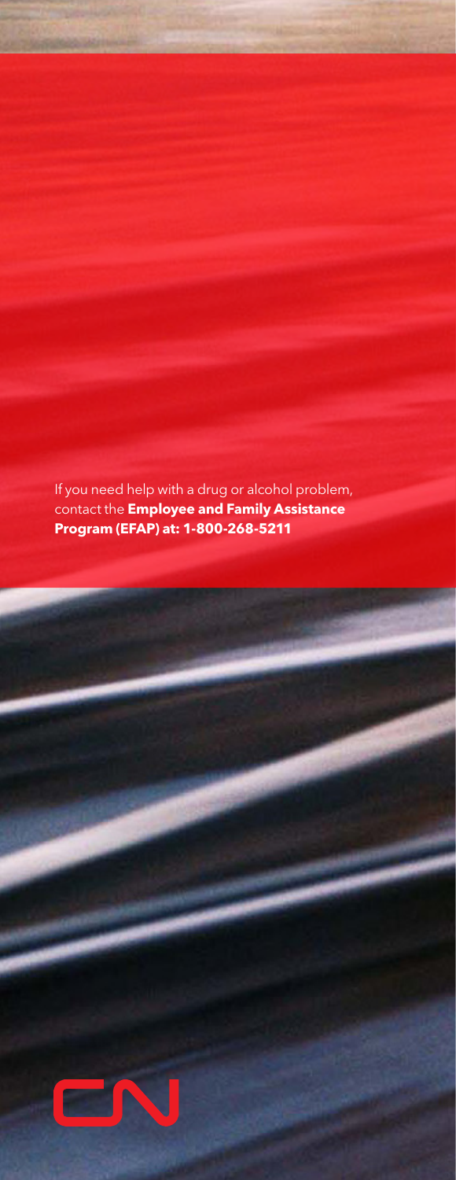If you need help with a drug or alcohol problem, contact the **Employee and Family Assistance Program (EFAP) at: 1-800-268-5211**

CN